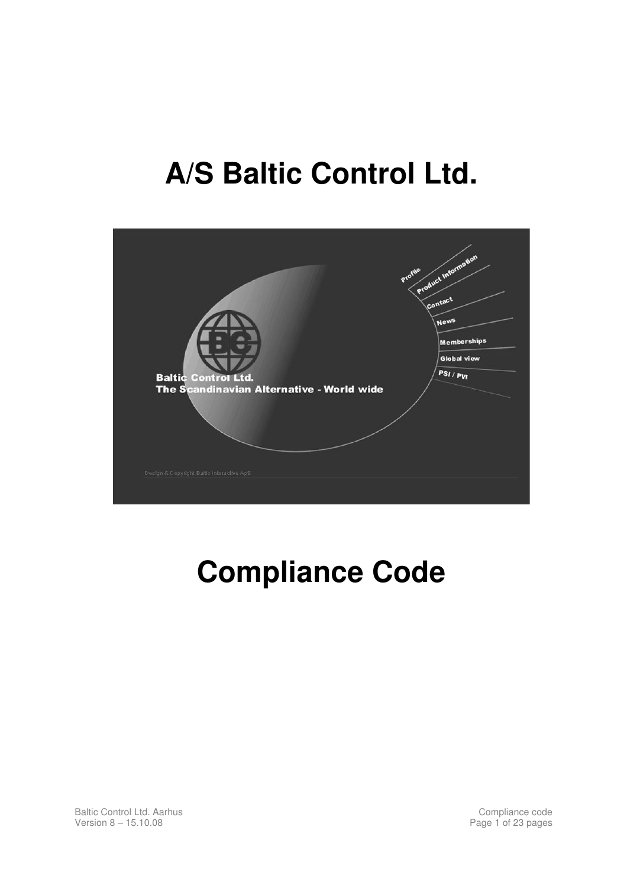# A/S Baltic Control Ltd.

# Compliance Code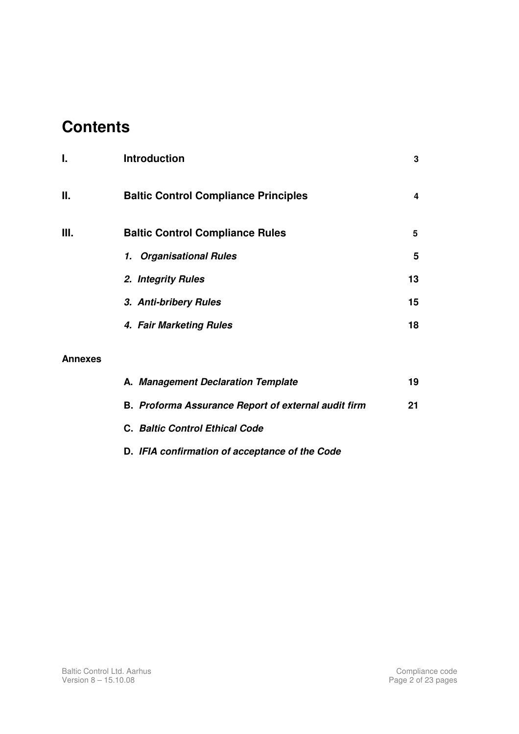# Contents

| | | |
|---|---|---|
| **I.** | **Introduction** | **3** |
| **II.** | **Baltic Control Compliance Principles** | **4** |
| **III.** | **Baltic Control Compliance Rules** | **5** |
| | ***1. Organisational Rules*** | **5** |
| | ***2. Integrity Rules*** | **13** |
| | ***3. Anti-bribery Rules*** | **15** |
| | ***4. Fair Marketing Rules*** | **18** |

**Annexes**

| | |
|---|---|
| **A.** ***Management Declaration Template*** | **19** |
| **B.** ***Proforma Assurance Report of external audit firm*** | **21** |
| **C.** ***Baltic Control Ethical Code*** | |
| **D.** ***IFIA confirmation of acceptance of the Code*** | |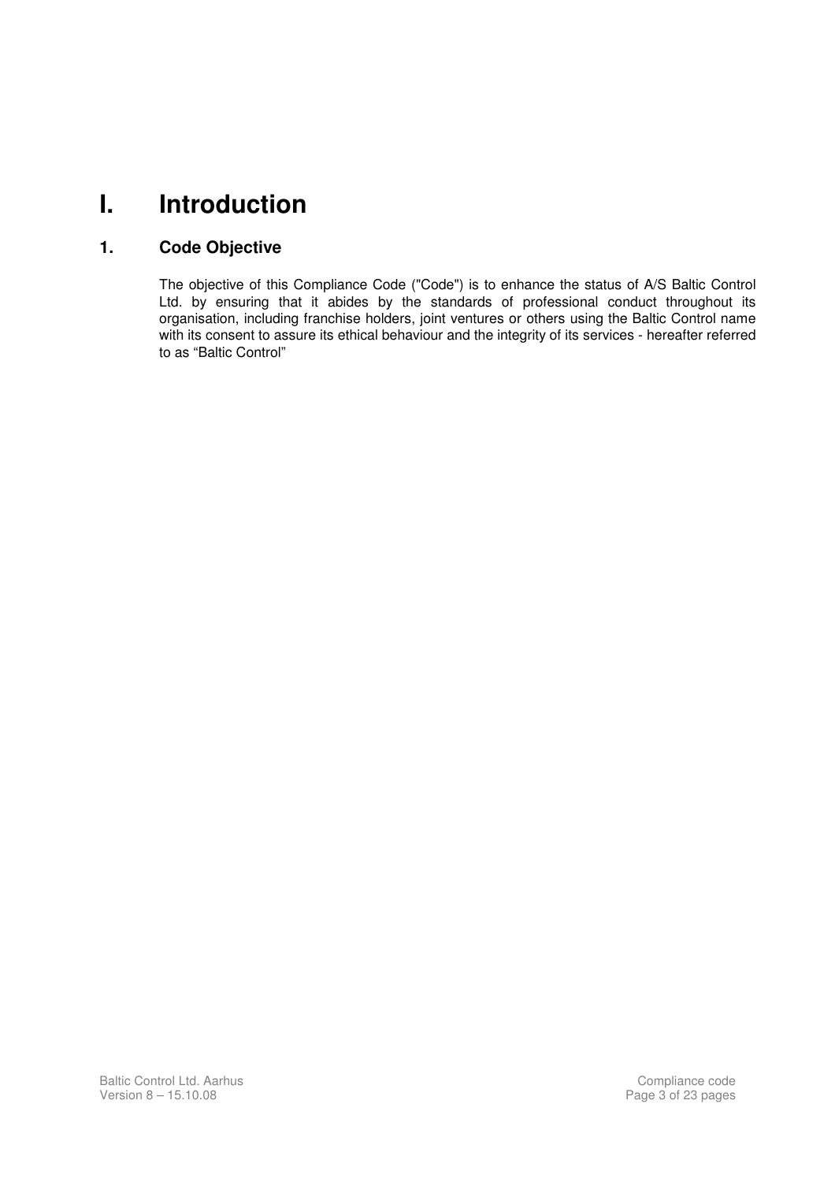# I. Introduction

## 1. Code Objective

The objective of this Compliance Code ("Code") is to enhance the status of A/S Baltic Control Ltd. by ensuring that it abides by the standards of professional conduct throughout its organisation, including franchise holders, joint ventures or others using the Baltic Control name with its consent to assure its ethical behaviour and the integrity of its services - hereafter referred to as “Baltic Control”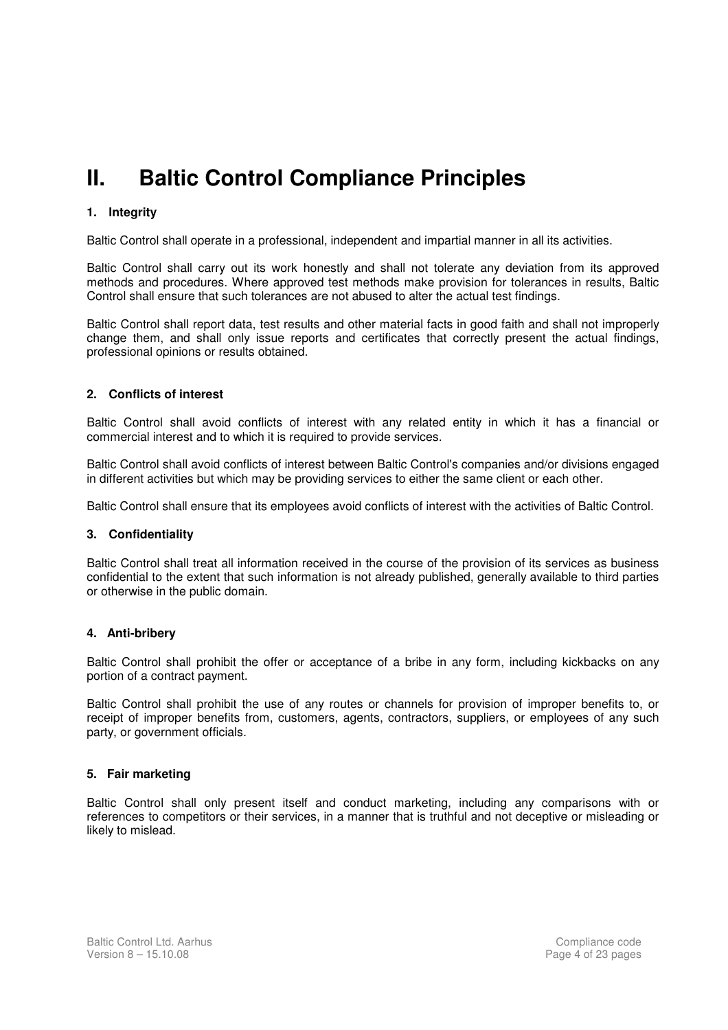# II. Baltic Control Compliance Principles

### 1. Integrity

Baltic Control shall operate in a professional, independent and impartial manner in all its activities.

Baltic Control shall carry out its work honestly and shall not tolerate any deviation from its approved methods and procedures. Where approved test methods make provision for tolerances in results, Baltic Control shall ensure that such tolerances are not abused to alter the actual test findings.

Baltic Control shall report data, test results and other material facts in good faith and shall not improperly change them, and shall only issue reports and certificates that correctly present the actual findings, professional opinions or results obtained.

### 2. Conflicts of interest

Baltic Control shall avoid conflicts of interest with any related entity in which it has a financial or commercial interest and to which it is required to provide services.

Baltic Control shall avoid conflicts of interest between Baltic Control's companies and/or divisions engaged in different activities but which may be providing services to either the same client or each other.

Baltic Control shall ensure that its employees avoid conflicts of interest with the activities of Baltic Control.

### 3. Confidentiality

Baltic Control shall treat all information received in the course of the provision of its services as business confidential to the extent that such information is not already published, generally available to third parties or otherwise in the public domain.

### 4. Anti-bribery

Baltic Control shall prohibit the offer or acceptance of a bribe in any form, including kickbacks on any portion of a contract payment.

Baltic Control shall prohibit the use of any routes or channels for provision of improper benefits to, or receipt of improper benefits from, customers, agents, contractors, suppliers, or employees of any such party, or government officials.

### 5. Fair marketing

Baltic Control shall only present itself and conduct marketing, including any comparisons with or references to competitors or their services, in a manner that is truthful and not deceptive or misleading or likely to mislead.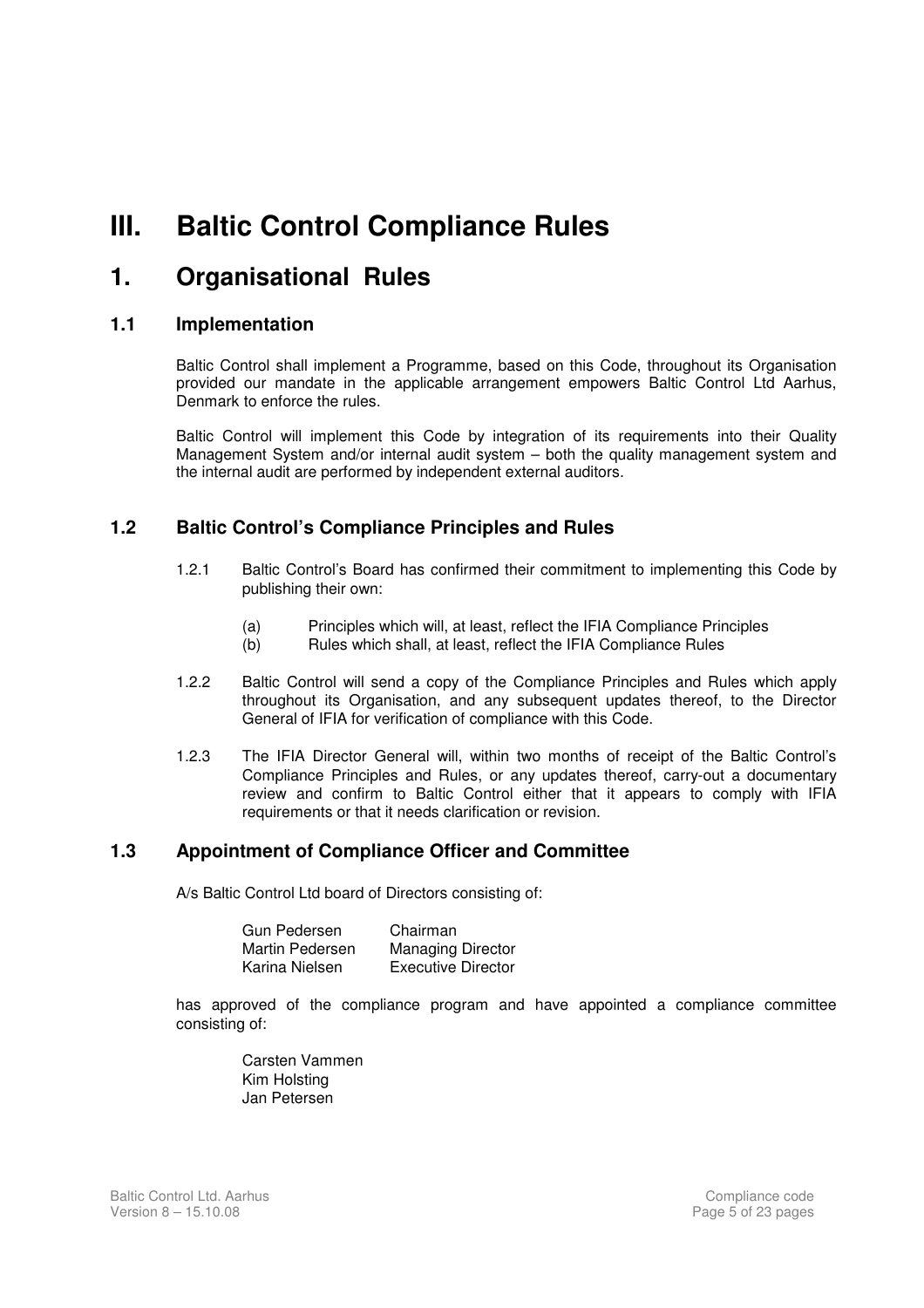# III. Baltic Control Compliance Rules

## 1. Organisational Rules

### 1.1 Implementation

Baltic Control shall implement a Programme, based on this Code, throughout its Organisation provided our mandate in the applicable arrangement empowers Baltic Control Ltd Aarhus, Denmark to enforce the rules.

Baltic Control will implement this Code by integration of its requirements into their Quality Management System and/or internal audit system – both the quality management system and the internal audit are performed by independent external auditors.

### 1.2 Baltic Control's Compliance Principles and Rules

1.2.1 Baltic Control's Board has confirmed their commitment to implementing this Code by publishing their own:

- (a) Principles which will, at least, reflect the IFIA Compliance Principles
- (b) Rules which shall, at least, reflect the IFIA Compliance Rules

1.2.2 Baltic Control will send a copy of the Compliance Principles and Rules which apply throughout its Organisation, and any subsequent updates thereof, to the Director General of IFIA for verification of compliance with this Code.

1.2.3 The IFIA Director General will, within two months of receipt of the Baltic Control's Compliance Principles and Rules, or any updates thereof, carry-out a documentary review and confirm to Baltic Control either that it appears to comply with IFIA requirements or that it needs clarification or revision.

### 1.3 Appointment of Compliance Officer and Committee

A/s Baltic Control Ltd board of Directors consisting of:

| | |
|---|---|
| Gun Pedersen | Chairman |
| Martin Pedersen | Managing Director |
| Karina Nielsen | Executive Director |

has approved of the compliance program and have appointed a compliance committee consisting of:

Carsten Vammen
Kim Holsting
Jan Petersen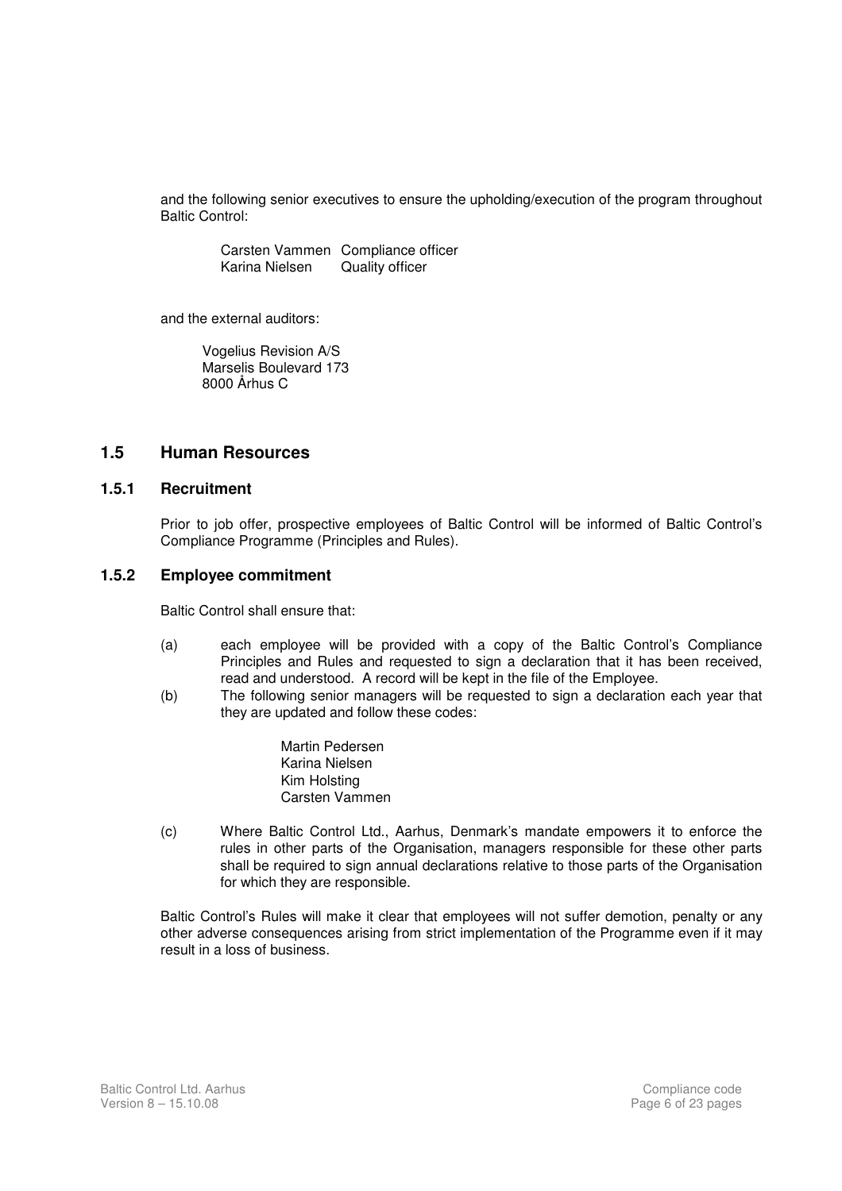and the following senior executives to ensure the upholding/execution of the program throughout Baltic Control:

| | |
|---|---|
| Carsten Vammen | Compliance officer |
| Karina Nielsen | Quality officer |

and the external auditors:

Vogelius Revision A/S
Marselis Boulevard 173
8000 Århus C

## 1.5 Human Resources

### 1.5.1 Recruitment

Prior to job offer, prospective employees of Baltic Control will be informed of Baltic Control's Compliance Programme (Principles and Rules).

### 1.5.2 Employee commitment

Baltic Control shall ensure that:

(a) each employee will be provided with a copy of the Baltic Control's Compliance Principles and Rules and requested to sign a declaration that it has been received, read and understood. A record will be kept in the file of the Employee.

(b) The following senior managers will be requested to sign a declaration each year that they are updated and follow these codes:

Martin Pedersen
Karina Nielsen
Kim Holsting
Carsten Vammen

(c) Where Baltic Control Ltd., Aarhus, Denmark's mandate empowers it to enforce the rules in other parts of the Organisation, managers responsible for these other parts shall be required to sign annual declarations relative to those parts of the Organisation for which they are responsible.

Baltic Control's Rules will make it clear that employees will not suffer demotion, penalty or any other adverse consequences arising from strict implementation of the Programme even if it may result in a loss of business.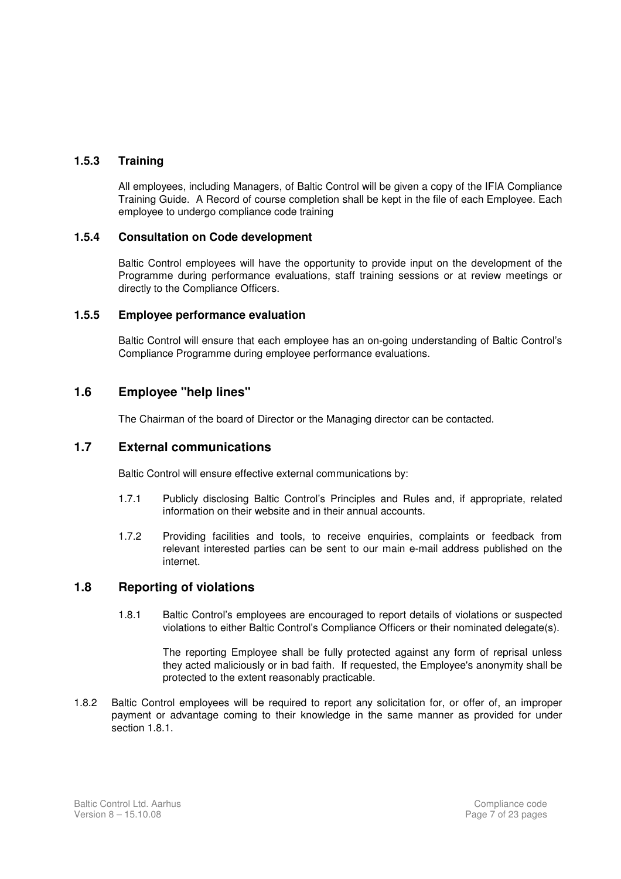### 1.5.3 Training

All employees, including Managers, of Baltic Control will be given a copy of the IFIA Compliance Training Guide. A Record of course completion shall be kept in the file of each Employee. Each employee to undergo compliance code training

### 1.5.4 Consultation on Code development

Baltic Control employees will have the opportunity to provide input on the development of the Programme during performance evaluations, staff training sessions or at review meetings or directly to the Compliance Officers.

### 1.5.5 Employee performance evaluation

Baltic Control will ensure that each employee has an on-going understanding of Baltic Control's Compliance Programme during employee performance evaluations.

## 1.6 Employee "help lines"

The Chairman of the board of Director or the Managing director can be contacted.

## 1.7 External communications

Baltic Control will ensure effective external communications by:

1.7.1 Publicly disclosing Baltic Control's Principles and Rules and, if appropriate, related information on their website and in their annual accounts.

1.7.2 Providing facilities and tools, to receive enquiries, complaints or feedback from relevant interested parties can be sent to our main e-mail address published on the internet.

## 1.8 Reporting of violations

1.8.1 Baltic Control's employees are encouraged to report details of violations or suspected violations to either Baltic Control's Compliance Officers or their nominated delegate(s).

The reporting Employee shall be fully protected against any form of reprisal unless they acted maliciously or in bad faith. If requested, the Employee's anonymity shall be protected to the extent reasonably practicable.

1.8.2 Baltic Control employees will be required to report any solicitation for, or offer of, an improper payment or advantage coming to their knowledge in the same manner as provided for under section 1.8.1.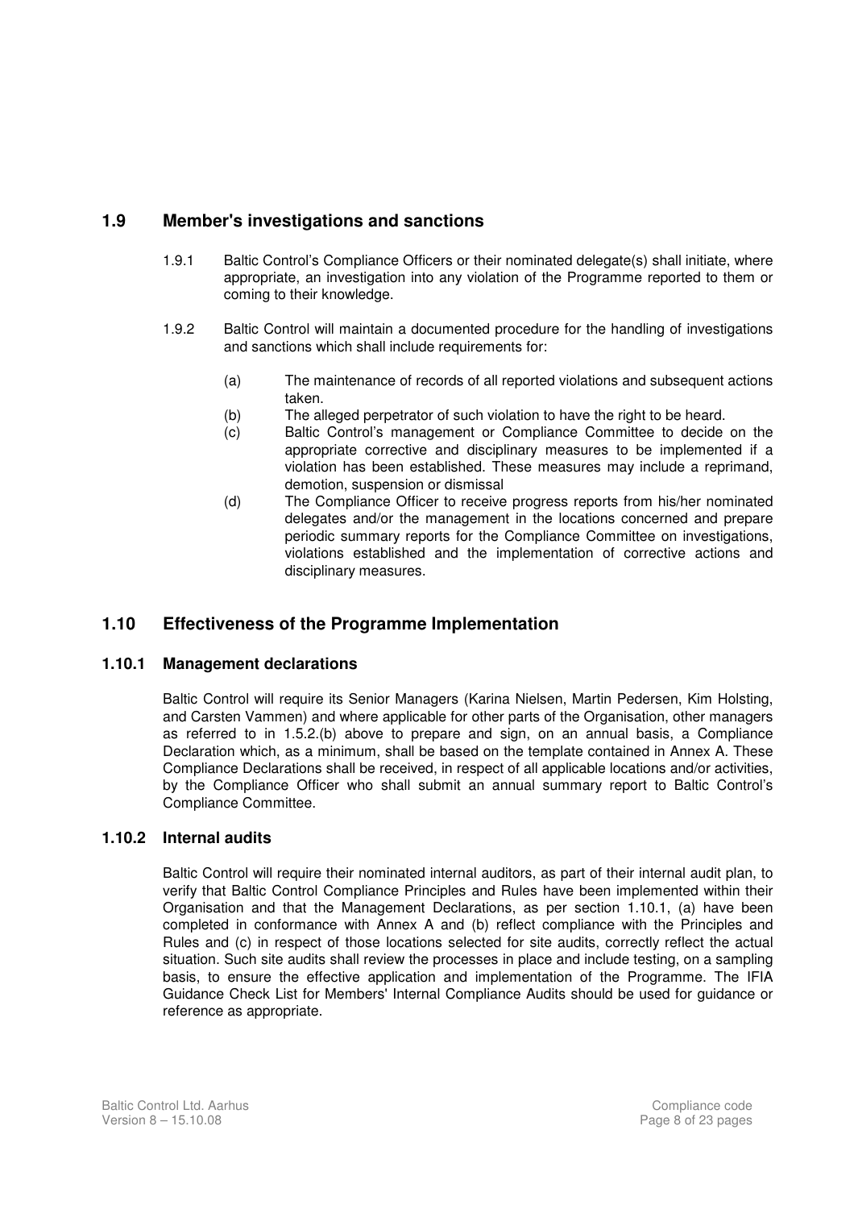## 1.9 Member's investigations and sanctions

1.9.1 Baltic Control's Compliance Officers or their nominated delegate(s) shall initiate, where appropriate, an investigation into any violation of the Programme reported to them or coming to their knowledge.

1.9.2 Baltic Control will maintain a documented procedure for the handling of investigations and sanctions which shall include requirements for:

(a) The maintenance of records of all reported violations and subsequent actions taken.

(b) The alleged perpetrator of such violation to have the right to be heard.

(c) Baltic Control's management or Compliance Committee to decide on the appropriate corrective and disciplinary measures to be implemented if a violation has been established. These measures may include a reprimand, demotion, suspension or dismissal

(d) The Compliance Officer to receive progress reports from his/her nominated delegates and/or the management in the locations concerned and prepare periodic summary reports for the Compliance Committee on investigations, violations established and the implementation of corrective actions and disciplinary measures.

## 1.10 Effectiveness of the Programme Implementation

### 1.10.1 Management declarations

Baltic Control will require its Senior Managers (Karina Nielsen, Martin Pedersen, Kim Holsting, and Carsten Vammen) and where applicable for other parts of the Organisation, other managers as referred to in 1.5.2.(b) above to prepare and sign, on an annual basis, a Compliance Declaration which, as a minimum, shall be based on the template contained in Annex A. These Compliance Declarations shall be received, in respect of all applicable locations and/or activities, by the Compliance Officer who shall submit an annual summary report to Baltic Control's Compliance Committee.

### 1.10.2 Internal audits

Baltic Control will require their nominated internal auditors, as part of their internal audit plan, to verify that Baltic Control Compliance Principles and Rules have been implemented within their Organisation and that the Management Declarations, as per section 1.10.1, (a) have been completed in conformance with Annex A and (b) reflect compliance with the Principles and Rules and (c) in respect of those locations selected for site audits, correctly reflect the actual situation. Such site audits shall review the processes in place and include testing, on a sampling basis, to ensure the effective application and implementation of the Programme. The IFIA Guidance Check List for Members' Internal Compliance Audits should be used for guidance or reference as appropriate.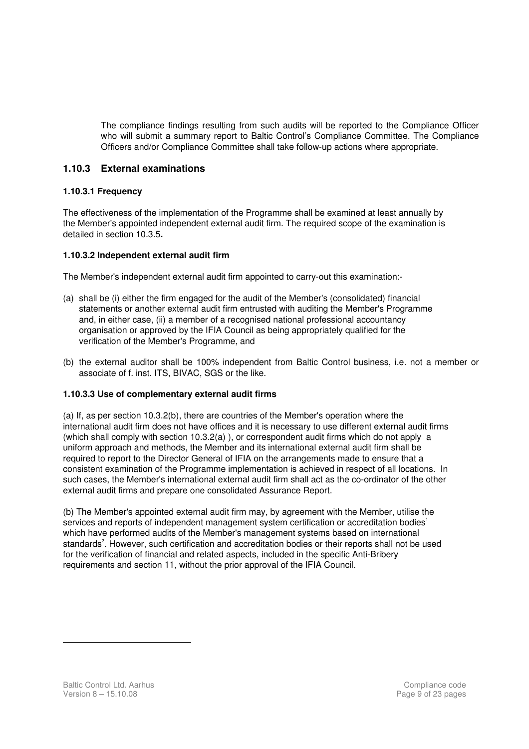The compliance findings resulting from such audits will be reported to the Compliance Officer who will submit a summary report to Baltic Control's Compliance Committee. The Compliance Officers and/or Compliance Committee shall take follow-up actions where appropriate.

### 1.10.3 External examinations

#### 1.10.3.1 Frequency

The effectiveness of the implementation of the Programme shall be examined at least annually by the Member's appointed independent external audit firm. The required scope of the examination is detailed in section 10.3.5**.**

#### 1.10.3.2 Independent external audit firm

The Member's independent external audit firm appointed to carry-out this examination:-

(a) shall be (i) either the firm engaged for the audit of the Member's (consolidated) financial statements or another external audit firm entrusted with auditing the Member's Programme and, in either case, (ii) a member of a recognised national professional accountancy organisation or approved by the IFIA Council as being appropriately qualified for the verification of the Member's Programme, and

(b) the external auditor shall be 100% independent from Baltic Control business, i.e. not a member or associate of f. inst. ITS, BIVAC, SGS or the like.

#### 1.10.3.3 Use of complementary external audit firms

(a) If, as per section 10.3.2(b), there are countries of the Member's operation where the international audit firm does not have offices and it is necessary to use different external audit firms (which shall comply with section 10.3.2(a) ), or correspondent audit firms which do not apply a uniform approach and methods, the Member and its international external audit firm shall be required to report to the Director General of IFIA on the arrangements made to ensure that a consistent examination of the Programme implementation is achieved in respect of all locations. In such cases, the Member's international external audit firm shall act as the co-ordinator of the other external audit firms and prepare one consolidated Assurance Report.

(b) The Member's appointed external audit firm may, by agreement with the Member, utilise the services and reports of independent management system certification or accreditation bodies[1] which have performed audits of the Member's management systems based on international standards[2]. However, such certification and accreditation bodies or their reports shall not be used for the verification of financial and related aspects, included in the specific Anti-Bribery requirements and section 11, without the prior approval of the IFIA Council.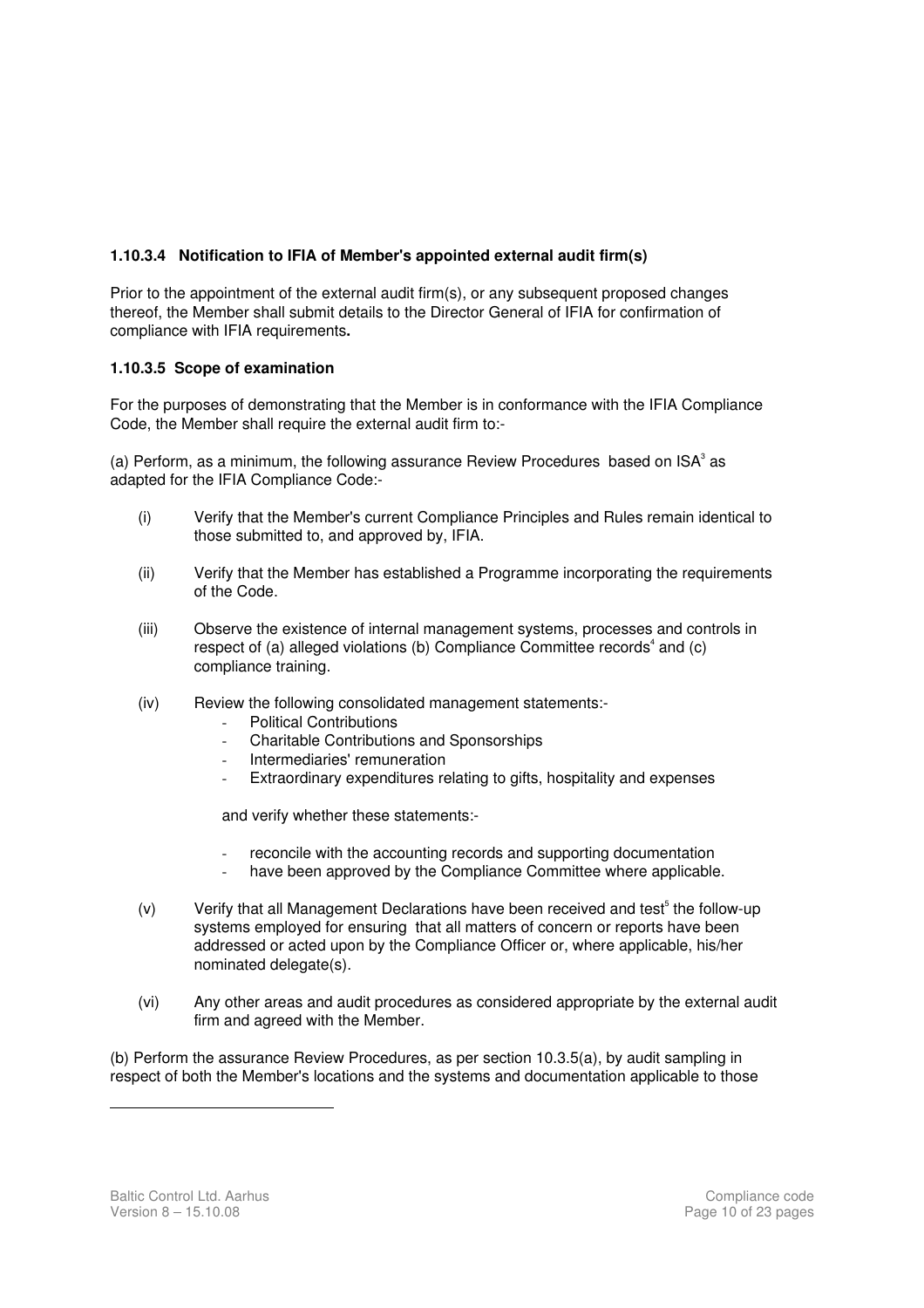#### 1.10.3.4 Notification to IFIA of Member's appointed external audit firm(s)

Prior to the appointment of the external audit firm(s), or any subsequent proposed changes thereof, the Member shall submit details to the Director General of IFIA for confirmation of compliance with IFIA requirements**.**

#### 1.10.3.5 Scope of examination

For the purposes of demonstrating that the Member is in conformance with the IFIA Compliance Code, the Member shall require the external audit firm to:-

(a) Perform, as a minimum, the following assurance Review Procedures based on ISA[3] as adapted for the IFIA Compliance Code:-

(i) Verify that the Member's current Compliance Principles and Rules remain identical to those submitted to, and approved by, IFIA.

(ii) Verify that the Member has established a Programme incorporating the requirements of the Code.

(iii) Observe the existence of internal management systems, processes and controls in respect of (a) alleged violations (b) Compliance Committee records[4] and (c) compliance training.

(iv) Review the following consolidated management statements:-

- Political Contributions
- Charitable Contributions and Sponsorships
- Intermediaries' remuneration
- Extraordinary expenditures relating to gifts, hospitality and expenses

and verify whether these statements:-

- reconcile with the accounting records and supporting documentation
- have been approved by the Compliance Committee where applicable.

(v) Verify that all Management Declarations have been received and test[5] the follow-up systems employed for ensuring that all matters of concern or reports have been addressed or acted upon by the Compliance Officer or, where applicable, his/her nominated delegate(s).

(vi) Any other areas and audit procedures as considered appropriate by the external audit firm and agreed with the Member.

(b) Perform the assurance Review Procedures, as per section 10.3.5(a), by audit sampling in respect of both the Member's locations and the systems and documentation applicable to those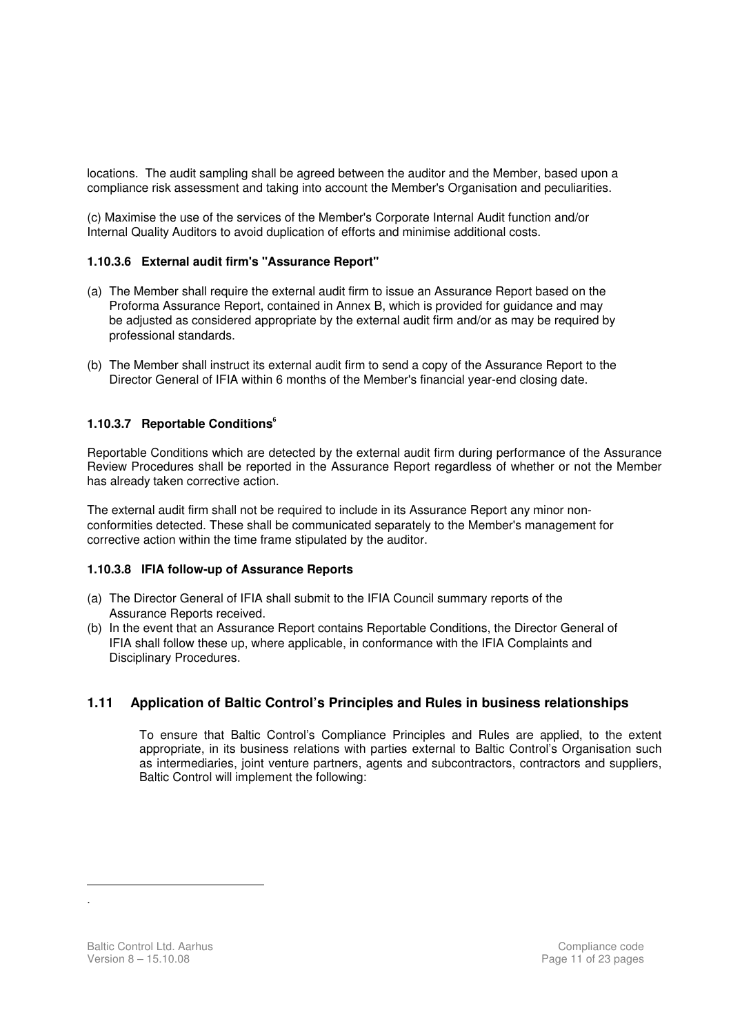locations. The audit sampling shall be agreed between the auditor and the Member, based upon a compliance risk assessment and taking into account the Member's Organisation and peculiarities.

(c) Maximise the use of the services of the Member's Corporate Internal Audit function and/or Internal Quality Auditors to avoid duplication of efforts and minimise additional costs.

#### 1.10.3.6 External audit firm's "Assurance Report"

(a) The Member shall require the external audit firm to issue an Assurance Report based on the Proforma Assurance Report, contained in Annex B, which is provided for guidance and may be adjusted as considered appropriate by the external audit firm and/or as may be required by professional standards.

(b) The Member shall instruct its external audit firm to send a copy of the Assurance Report to the Director General of IFIA within 6 months of the Member's financial year-end closing date.

#### 1.10.3.7 Reportable Conditions[6]

Reportable Conditions which are detected by the external audit firm during performance of the Assurance Review Procedures shall be reported in the Assurance Report regardless of whether or not the Member has already taken corrective action.

The external audit firm shall not be required to include in its Assurance Report any minor non-conformities detected. These shall be communicated separately to the Member's management for corrective action within the time frame stipulated by the auditor.

#### 1.10.3.8 IFIA follow-up of Assurance Reports

(a) The Director General of IFIA shall submit to the IFIA Council summary reports of the Assurance Reports received.

(b) In the event that an Assurance Report contains Reportable Conditions, the Director General of IFIA shall follow these up, where applicable, in conformance with the IFIA Complaints and Disciplinary Procedures.

## 1.11 Application of Baltic Control's Principles and Rules in business relationships

To ensure that Baltic Control's Compliance Principles and Rules are applied, to the extent appropriate, in its business relations with parties external to Baltic Control's Organisation such as intermediaries, joint venture partners, agents and subcontractors, contractors and suppliers, Baltic Control will implement the following:

.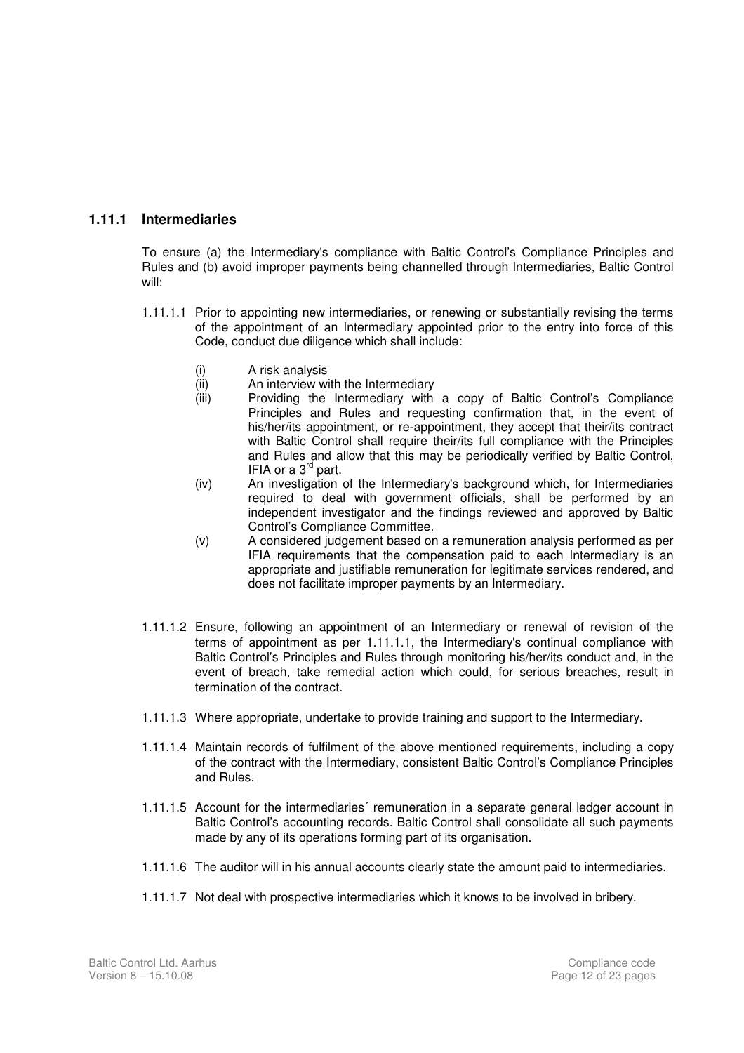### 1.11.1 Intermediaries

To ensure (a) the Intermediary's compliance with Baltic Control's Compliance Principles and Rules and (b) avoid improper payments being channelled through Intermediaries, Baltic Control will:

1.11.1.1 Prior to appointing new intermediaries, or renewing or substantially revising the terms of the appointment of an Intermediary appointed prior to the entry into force of this Code, conduct due diligence which shall include:

- (i) A risk analysis
- (ii) An interview with the Intermediary
- (iii) Providing the Intermediary with a copy of Baltic Control's Compliance Principles and Rules and requesting confirmation that, in the event of his/her/its appointment, or re-appointment, they accept that their/its contract with Baltic Control shall require their/its full compliance with the Principles and Rules and allow that this may be periodically verified by Baltic Control, IFIA or a 3rd part.
- (iv) An investigation of the Intermediary's background which, for Intermediaries required to deal with government officials, shall be performed by an independent investigator and the findings reviewed and approved by Baltic Control's Compliance Committee.
- (v) A considered judgement based on a remuneration analysis performed as per IFIA requirements that the compensation paid to each Intermediary is an appropriate and justifiable remuneration for legitimate services rendered, and does not facilitate improper payments by an Intermediary.

1.11.1.2 Ensure, following an appointment of an Intermediary or renewal of revision of the terms of appointment as per 1.11.1.1, the Intermediary's continual compliance with Baltic Control's Principles and Rules through monitoring his/her/its conduct and, in the event of breach, take remedial action which could, for serious breaches, result in termination of the contract.

1.11.1.3 Where appropriate, undertake to provide training and support to the Intermediary.

1.11.1.4 Maintain records of fulfilment of the above mentioned requirements, including a copy of the contract with the Intermediary, consistent Baltic Control's Compliance Principles and Rules.

1.11.1.5 Account for the intermediaries´ remuneration in a separate general ledger account in Baltic Control's accounting records. Baltic Control shall consolidate all such payments made by any of its operations forming part of its organisation.

1.11.1.6 The auditor will in his annual accounts clearly state the amount paid to intermediaries.

1.11.1.7 Not deal with prospective intermediaries which it knows to be involved in bribery.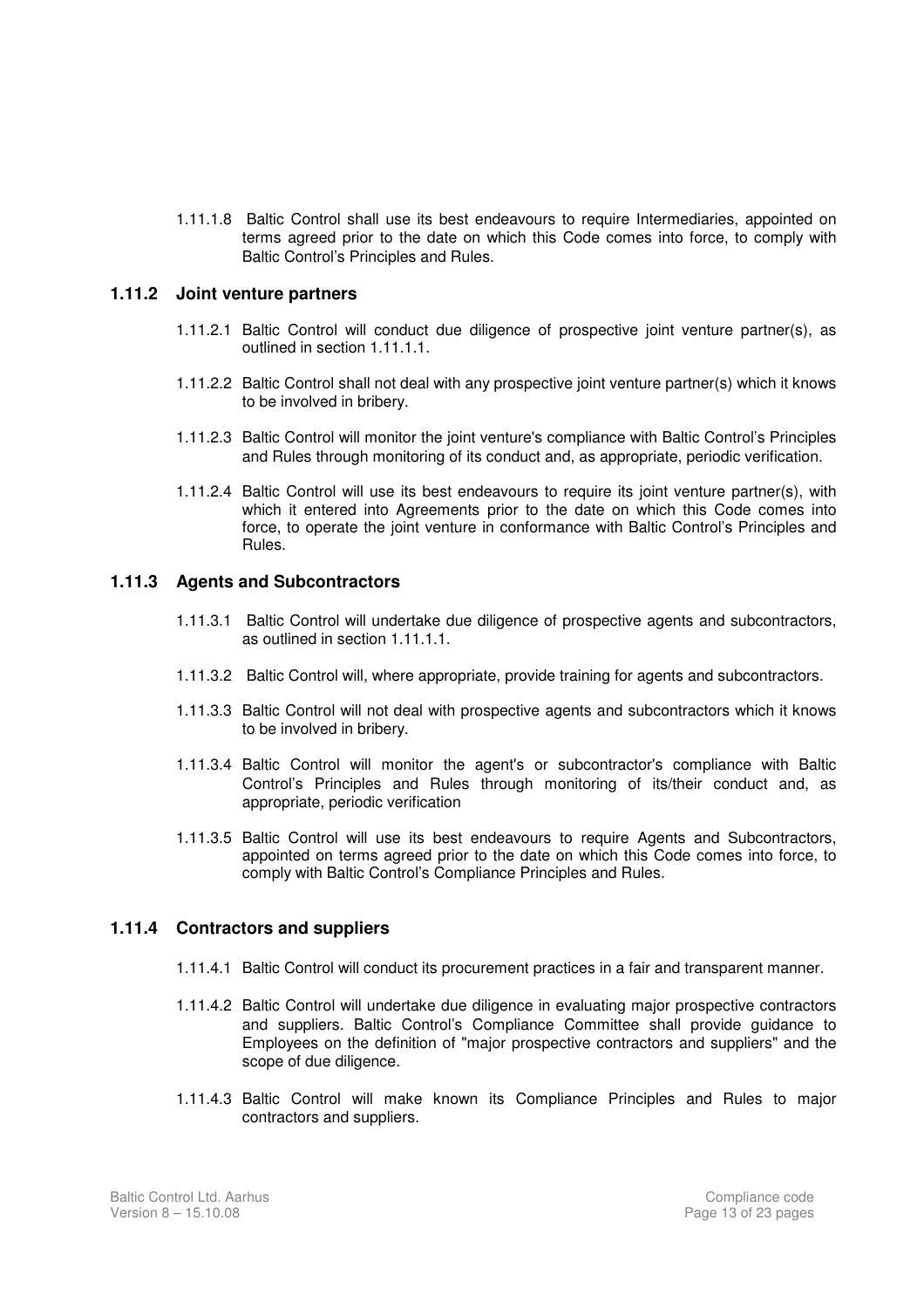1.11.1.8 Baltic Control shall use its best endeavours to require Intermediaries, appointed on terms agreed prior to the date on which this Code comes into force, to comply with Baltic Control's Principles and Rules.

### 1.11.2 Joint venture partners

1.11.2.1 Baltic Control will conduct due diligence of prospective joint venture partner(s), as outlined in section 1.11.1.1.

1.11.2.2 Baltic Control shall not deal with any prospective joint venture partner(s) which it knows to be involved in bribery.

1.11.2.3 Baltic Control will monitor the joint venture's compliance with Baltic Control's Principles and Rules through monitoring of its conduct and, as appropriate, periodic verification.

1.11.2.4 Baltic Control will use its best endeavours to require its joint venture partner(s), with which it entered into Agreements prior to the date on which this Code comes into force, to operate the joint venture in conformance with Baltic Control's Principles and Rules.

### 1.11.3 Agents and Subcontractors

1.11.3.1 Baltic Control will undertake due diligence of prospective agents and subcontractors, as outlined in section 1.11.1.1.

1.11.3.2 Baltic Control will, where appropriate, provide training for agents and subcontractors.

1.11.3.3 Baltic Control will not deal with prospective agents and subcontractors which it knows to be involved in bribery.

1.11.3.4 Baltic Control will monitor the agent's or subcontractor's compliance with Baltic Control's Principles and Rules through monitoring of its/their conduct and, as appropriate, periodic verification

1.11.3.5 Baltic Control will use its best endeavours to require Agents and Subcontractors, appointed on terms agreed prior to the date on which this Code comes into force, to comply with Baltic Control's Compliance Principles and Rules.

### 1.11.4 Contractors and suppliers

1.11.4.1 Baltic Control will conduct its procurement practices in a fair and transparent manner.

1.11.4.2 Baltic Control will undertake due diligence in evaluating major prospective contractors and suppliers. Baltic Control's Compliance Committee shall provide guidance to Employees on the definition of "major prospective contractors and suppliers" and the scope of due diligence.

1.11.4.3 Baltic Control will make known its Compliance Principles and Rules to major contractors and suppliers.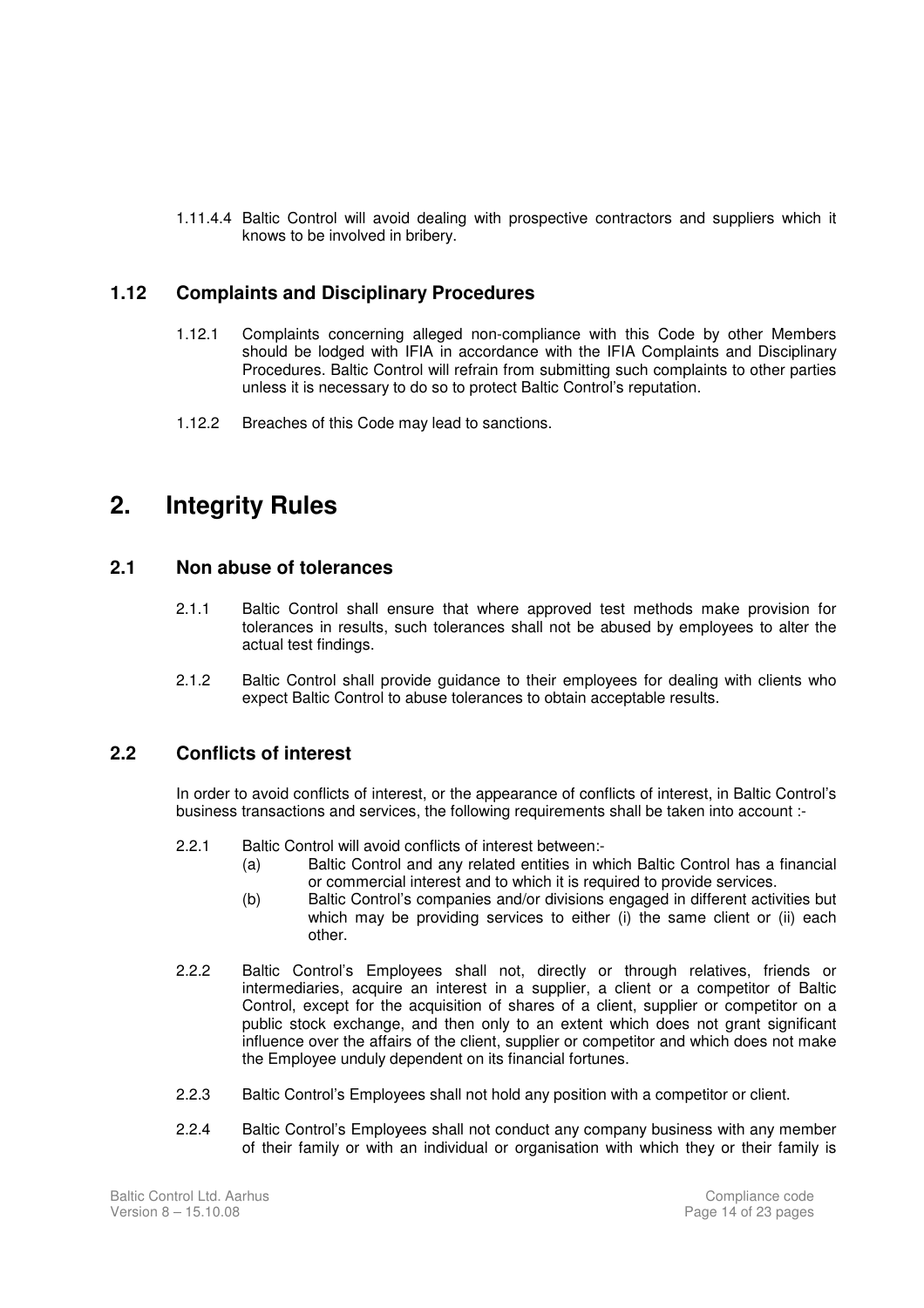1.11.4.4 Baltic Control will avoid dealing with prospective contractors and suppliers which it knows to be involved in bribery.

### 1.12 Complaints and Disciplinary Procedures

1.12.1 Complaints concerning alleged non-compliance with this Code by other Members should be lodged with IFIA in accordance with the IFIA Complaints and Disciplinary Procedures. Baltic Control will refrain from submitting such complaints to other parties unless it is necessary to do so to protect Baltic Control's reputation.

1.12.2 Breaches of this Code may lead to sanctions.

# 2. Integrity Rules

### 2.1 Non abuse of tolerances

2.1.1 Baltic Control shall ensure that where approved test methods make provision for tolerances in results, such tolerances shall not be abused by employees to alter the actual test findings.

2.1.2 Baltic Control shall provide guidance to their employees for dealing with clients who expect Baltic Control to abuse tolerances to obtain acceptable results.

### 2.2 Conflicts of interest

In order to avoid conflicts of interest, or the appearance of conflicts of interest, in Baltic Control's business transactions and services, the following requirements shall be taken into account :-

2.2.1 Baltic Control will avoid conflicts of interest between:-

(a) Baltic Control and any related entities in which Baltic Control has a financial or commercial interest and to which it is required to provide services.

(b) Baltic Control's companies and/or divisions engaged in different activities but which may be providing services to either (i) the same client or (ii) each other.

2.2.2 Baltic Control's Employees shall not, directly or through relatives, friends or intermediaries, acquire an interest in a supplier, a client or a competitor of Baltic Control, except for the acquisition of shares of a client, supplier or competitor on a public stock exchange, and then only to an extent which does not grant significant influence over the affairs of the client, supplier or competitor and which does not make the Employee unduly dependent on its financial fortunes.

2.2.3 Baltic Control's Employees shall not hold any position with a competitor or client.

2.2.4 Baltic Control's Employees shall not conduct any company business with any member of their family or with an individual or organisation with which they or their family is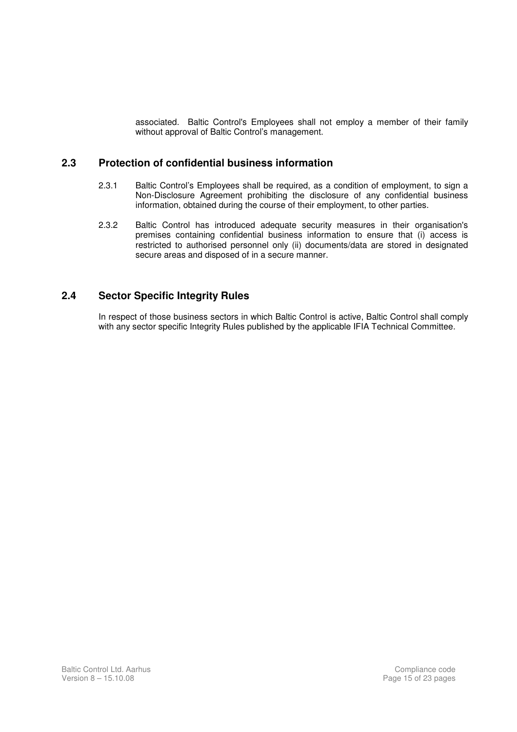associated. Baltic Control's Employees shall not employ a member of their family without approval of Baltic Control's management.

## 2.3 Protection of confidential business information

2.3.1 Baltic Control's Employees shall be required, as a condition of employment, to sign a Non-Disclosure Agreement prohibiting the disclosure of any confidential business information, obtained during the course of their employment, to other parties.

2.3.2 Baltic Control has introduced adequate security measures in their organisation's premises containing confidential business information to ensure that (i) access is restricted to authorised personnel only (ii) documents/data are stored in designated secure areas and disposed of in a secure manner.

## 2.4 Sector Specific Integrity Rules

In respect of those business sectors in which Baltic Control is active, Baltic Control shall comply with any sector specific Integrity Rules published by the applicable IFIA Technical Committee.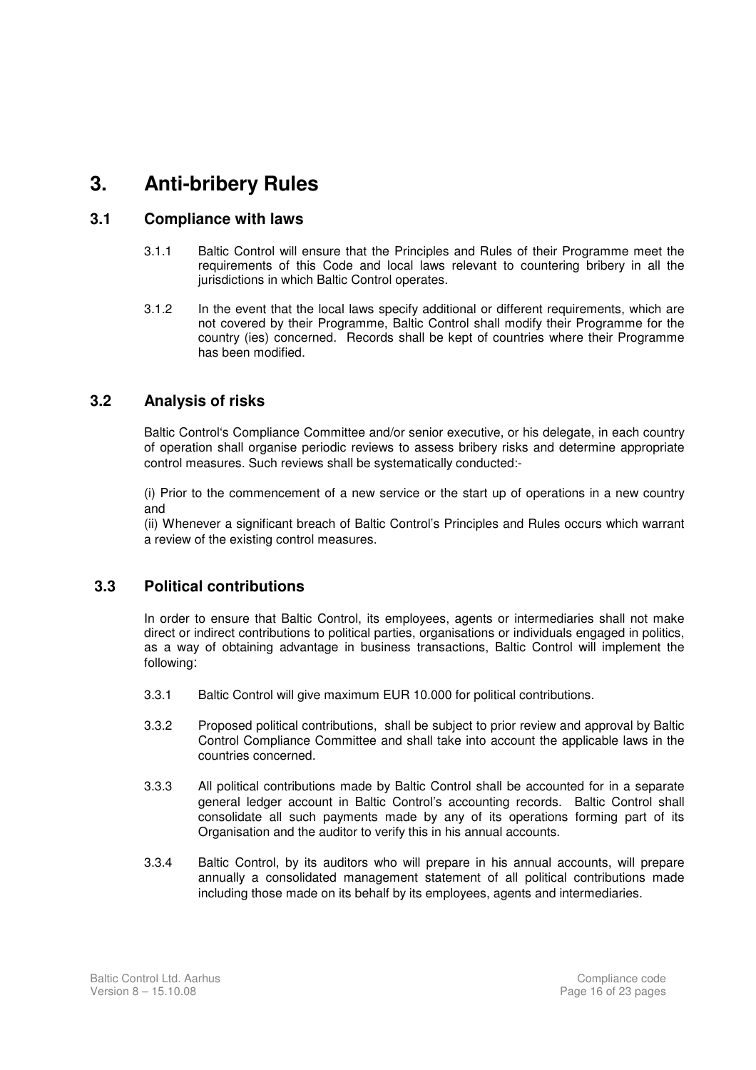# 3. Anti-bribery Rules

## 3.1 Compliance with laws

3.1.1 Baltic Control will ensure that the Principles and Rules of their Programme meet the requirements of this Code and local laws relevant to countering bribery in all the jurisdictions in which Baltic Control operates.

3.1.2 In the event that the local laws specify additional or different requirements, which are not covered by their Programme, Baltic Control shall modify their Programme for the country (ies) concerned. Records shall be kept of countries where their Programme has been modified.

## 3.2 Analysis of risks

Baltic Control's Compliance Committee and/or senior executive, or his delegate, in each country of operation shall organise periodic reviews to assess bribery risks and determine appropriate control measures. Such reviews shall be systematically conducted:-

(i) Prior to the commencement of a new service or the start up of operations in a new country and

(ii) Whenever a significant breach of Baltic Control's Principles and Rules occurs which warrant a review of the existing control measures.

## 3.3 Political contributions

In order to ensure that Baltic Control, its employees, agents or intermediaries shall not make direct or indirect contributions to political parties, organisations or individuals engaged in politics, as a way of obtaining advantage in business transactions, Baltic Control will implement the following:

3.3.1 Baltic Control will give maximum EUR 10.000 for political contributions.

3.3.2 Proposed political contributions, shall be subject to prior review and approval by Baltic Control Compliance Committee and shall take into account the applicable laws in the countries concerned.

3.3.3 All political contributions made by Baltic Control shall be accounted for in a separate general ledger account in Baltic Control's accounting records. Baltic Control shall consolidate all such payments made by any of its operations forming part of its Organisation and the auditor to verify this in his annual accounts.

3.3.4 Baltic Control, by its auditors who will prepare in his annual accounts, will prepare annually a consolidated management statement of all political contributions made including those made on its behalf by its employees, agents and intermediaries.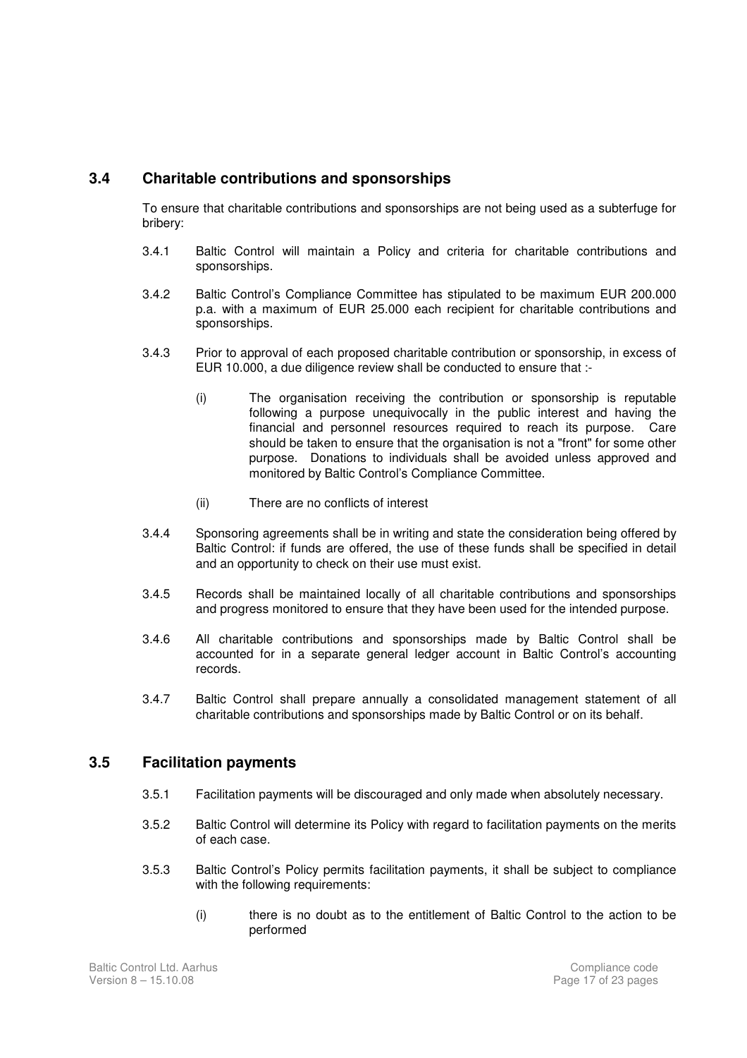## 3.4 Charitable contributions and sponsorships

To ensure that charitable contributions and sponsorships are not being used as a subterfuge for bribery:

3.4.1 Baltic Control will maintain a Policy and criteria for charitable contributions and sponsorships.

3.4.2 Baltic Control's Compliance Committee has stipulated to be maximum EUR 200.000 p.a. with a maximum of EUR 25.000 each recipient for charitable contributions and sponsorships.

3.4.3 Prior to approval of each proposed charitable contribution or sponsorship, in excess of EUR 10.000, a due diligence review shall be conducted to ensure that :-

(i) The organisation receiving the contribution or sponsorship is reputable following a purpose unequivocally in the public interest and having the financial and personnel resources required to reach its purpose. Care should be taken to ensure that the organisation is not a "front" for some other purpose. Donations to individuals shall be avoided unless approved and monitored by Baltic Control's Compliance Committee.

(ii) There are no conflicts of interest

3.4.4 Sponsoring agreements shall be in writing and state the consideration being offered by Baltic Control: if funds are offered, the use of these funds shall be specified in detail and an opportunity to check on their use must exist.

3.4.5 Records shall be maintained locally of all charitable contributions and sponsorships and progress monitored to ensure that they have been used for the intended purpose.

3.4.6 All charitable contributions and sponsorships made by Baltic Control shall be accounted for in a separate general ledger account in Baltic Control's accounting records.

3.4.7 Baltic Control shall prepare annually a consolidated management statement of all charitable contributions and sponsorships made by Baltic Control or on its behalf.

## 3.5 Facilitation payments

3.5.1 Facilitation payments will be discouraged and only made when absolutely necessary.

3.5.2 Baltic Control will determine its Policy with regard to facilitation payments on the merits of each case.

3.5.3 Baltic Control's Policy permits facilitation payments, it shall be subject to compliance with the following requirements:

(i) there is no doubt as to the entitlement of Baltic Control to the action to be performed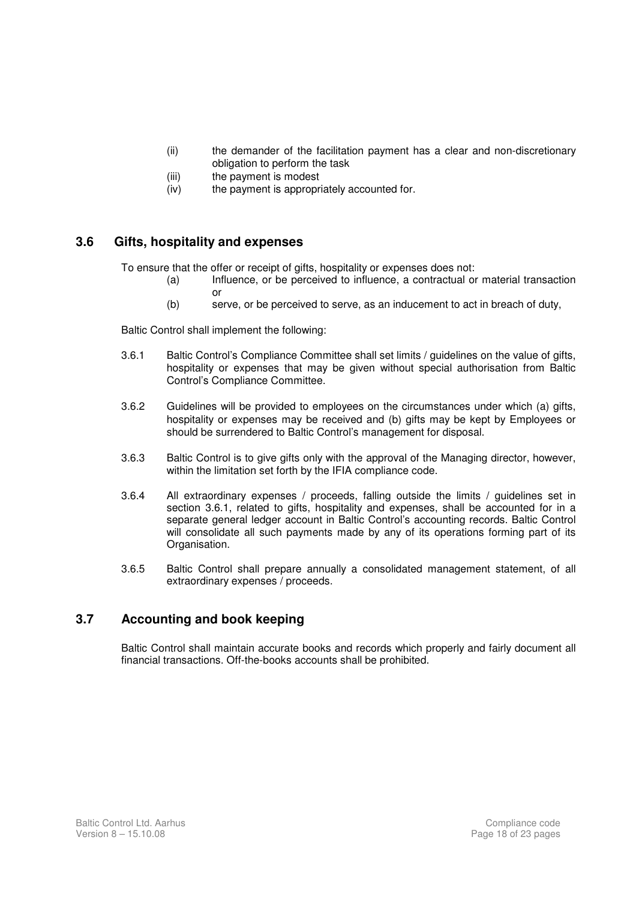(ii) the demander of the facilitation payment has a clear and non-discretionary obligation to perform the task

(iii) the payment is modest

(iv) the payment is appropriately accounted for.

## 3.6 Gifts, hospitality and expenses

To ensure that the offer or receipt of gifts, hospitality or expenses does not:

(a) Influence, or be perceived to influence, a contractual or material transaction or

(b) serve, or be perceived to serve, as an inducement to act in breach of duty,

Baltic Control shall implement the following:

3.6.1 Baltic Control's Compliance Committee shall set limits / guidelines on the value of gifts, hospitality or expenses that may be given without special authorisation from Baltic Control's Compliance Committee.

3.6.2 Guidelines will be provided to employees on the circumstances under which (a) gifts, hospitality or expenses may be received and (b) gifts may be kept by Employees or should be surrendered to Baltic Control's management for disposal.

3.6.3 Baltic Control is to give gifts only with the approval of the Managing director, however, within the limitation set forth by the IFIA compliance code.

3.6.4 All extraordinary expenses / proceeds, falling outside the limits / guidelines set in section 3.6.1, related to gifts, hospitality and expenses, shall be accounted for in a separate general ledger account in Baltic Control's accounting records. Baltic Control will consolidate all such payments made by any of its operations forming part of its Organisation.

3.6.5 Baltic Control shall prepare annually a consolidated management statement, of all extraordinary expenses / proceeds.

## 3.7 Accounting and book keeping

Baltic Control shall maintain accurate books and records which properly and fairly document all financial transactions. Off-the-books accounts shall be prohibited.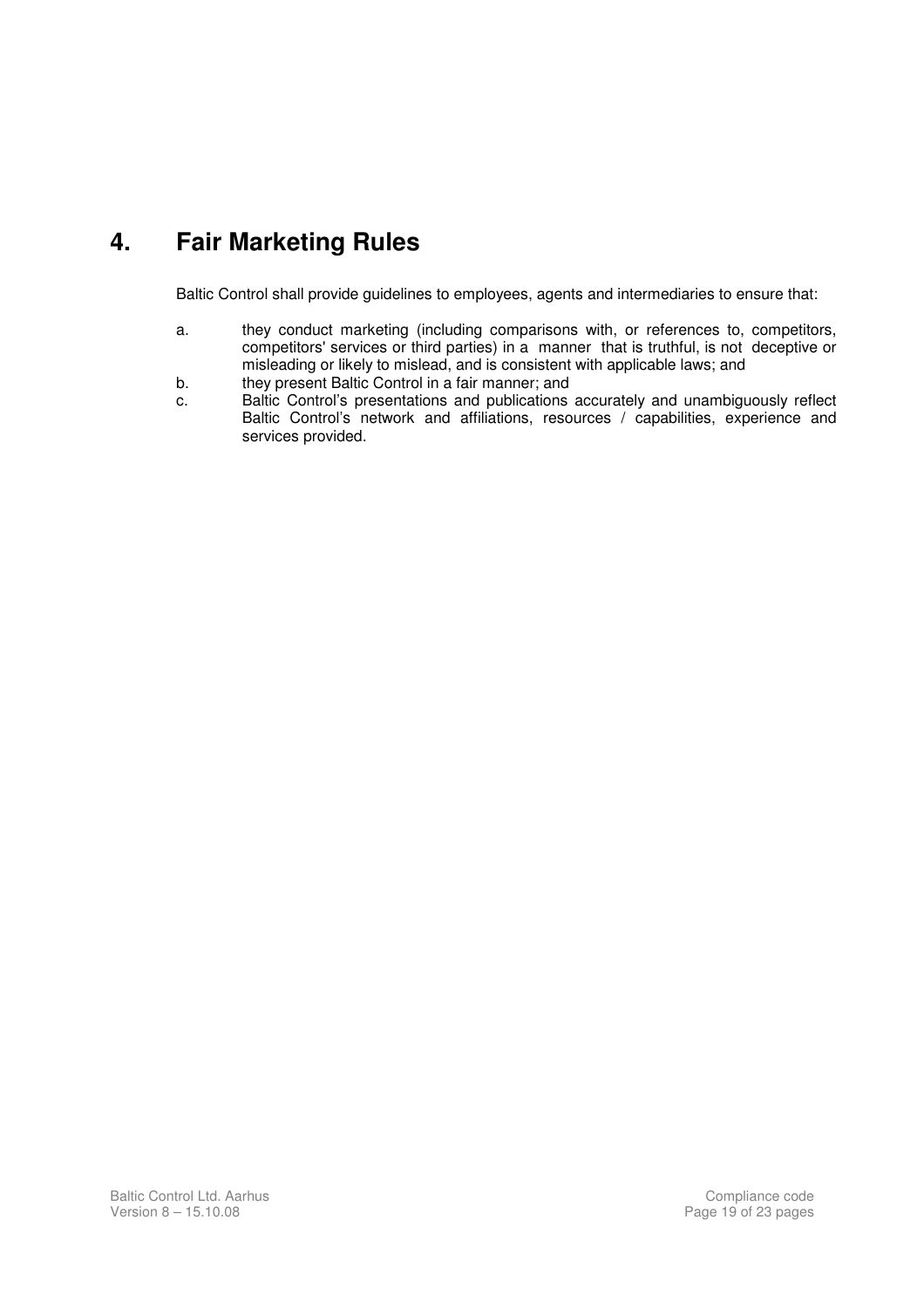# 4. Fair Marketing Rules

Baltic Control shall provide guidelines to employees, agents and intermediaries to ensure that:

a. they conduct marketing (including comparisons with, or references to, competitors, competitors' services or third parties) in a manner that is truthful, is not deceptive or misleading or likely to mislead, and is consistent with applicable laws; and

b. they present Baltic Control in a fair manner; and

c. Baltic Control's presentations and publications accurately and unambiguously reflect Baltic Control's network and affiliations, resources / capabilities, experience and services provided.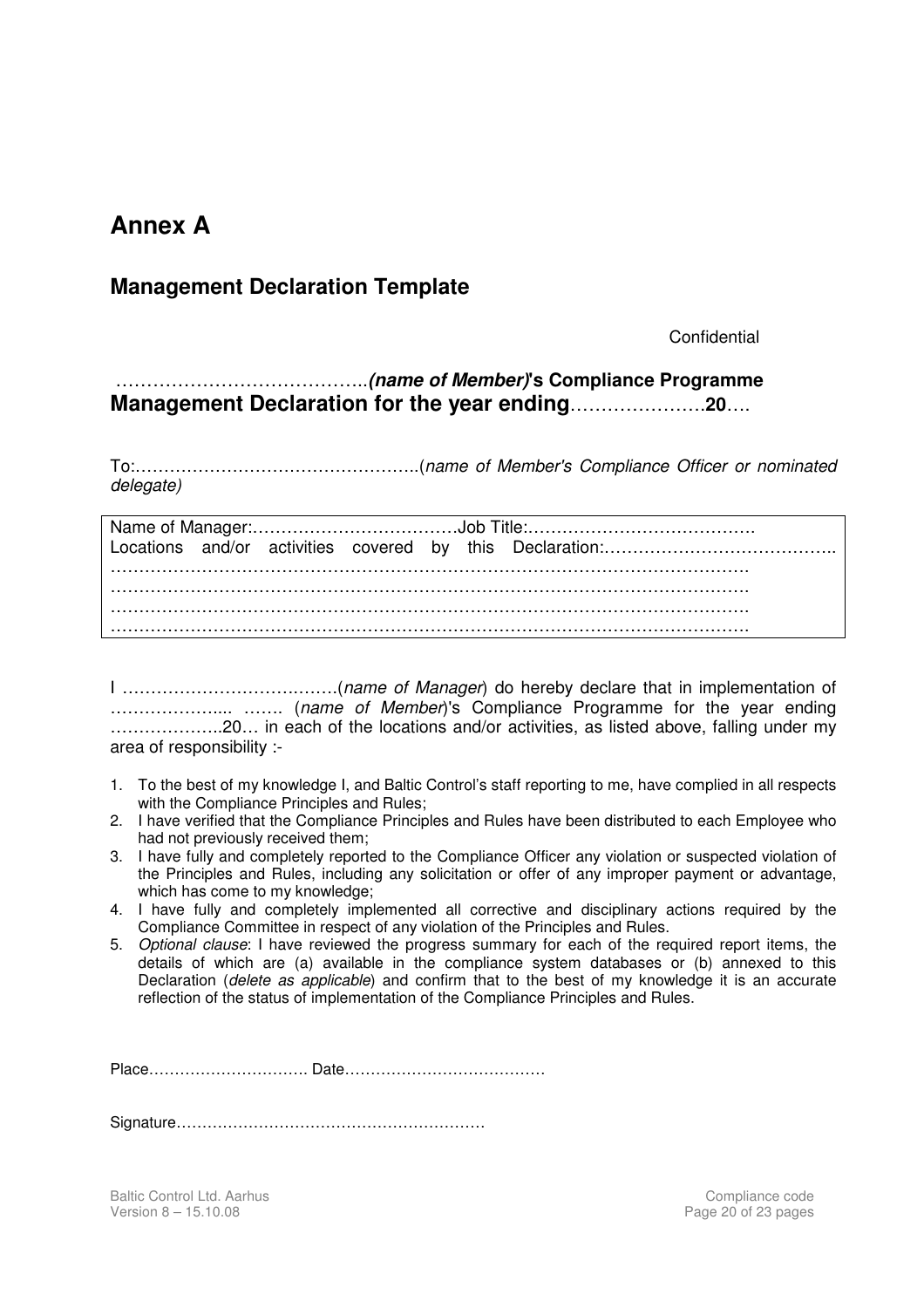# Annex A

## Management Declaration Template

Confidential

…………………………………..***(name of Member)*'s Compliance Programme**
**Management Declaration for the year ending**………………….**20**….

To:…………………………………………..(*name of Member's Compliance Officer or nominated delegate)*

Name of Manager:…………………………….Job Title:…………………………………
Locations and/or activities covered by this Declaration:…………………………………..
……………………………………………………………………………………………….
……………………………………………………………………………………………….
……………………………………………………………………………………………….
……………………………………………………………………………………………….

I ……………………………….(*name of Manager*) do hereby declare that in implementation of ……………….... ……. (*name of Member*)'s Compliance Programme for the year ending ………………..20… in each of the locations and/or activities, as listed above, falling under my area of responsibility :-

1. To the best of my knowledge I, and Baltic Control's staff reporting to me, have complied in all respects with the Compliance Principles and Rules;
2. I have verified that the Compliance Principles and Rules have been distributed to each Employee who had not previously received them;
3. I have fully and completely reported to the Compliance Officer any violation or suspected violation of the Principles and Rules, including any solicitation or offer of any improper payment or advantage, which has come to my knowledge;
4. I have fully and completely implemented all corrective and disciplinary actions required by the Compliance Committee in respect of any violation of the Principles and Rules.
5. *Optional clause*: I have reviewed the progress summary for each of the required report items, the details of which are (a) available in the compliance system databases or (b) annexed to this Declaration (*delete as applicable*) and confirm that to the best of my knowledge it is an accurate reflection of the status of implementation of the Compliance Principles and Rules.

Place…………………………. Date…………………………………

Signature……………………………………………………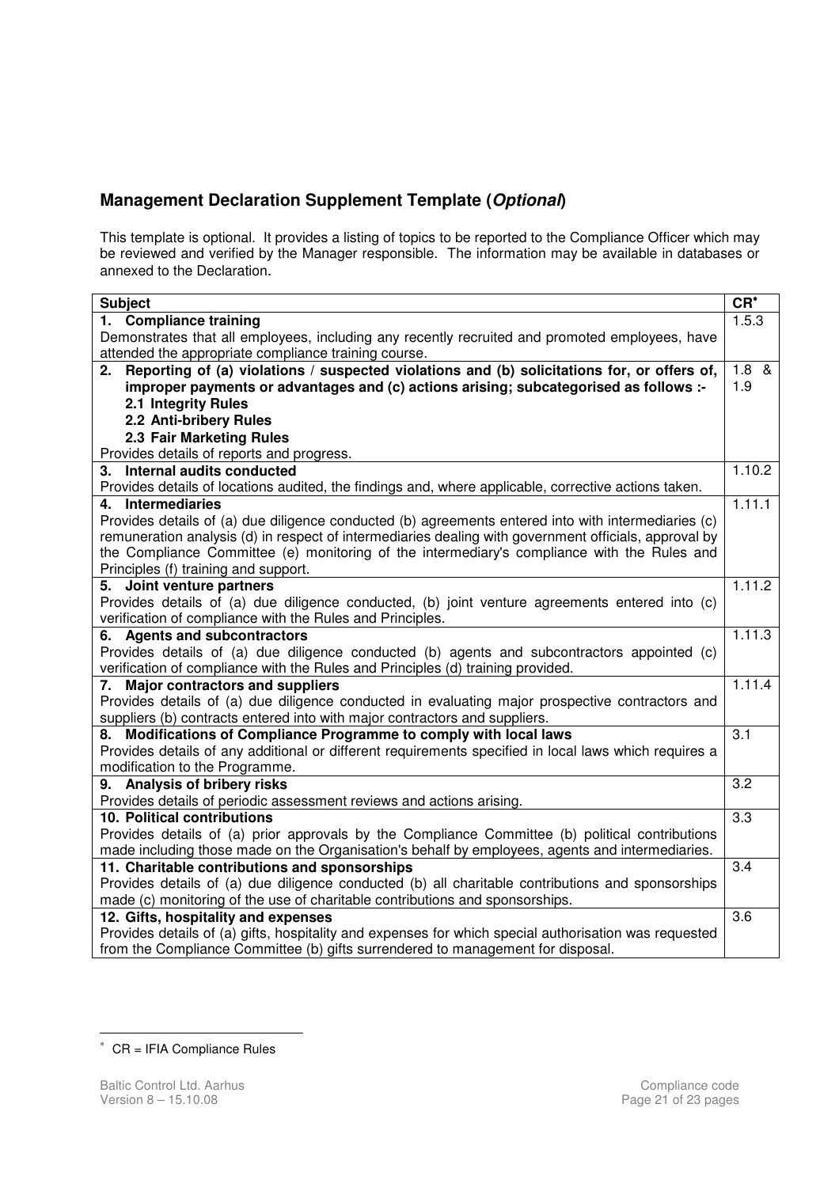## Management Declaration Supplement Template (*Optional*)

This template is optional. It provides a listing of topics to be reported to the Compliance Officer which may be reviewed and verified by the Manager responsible. The information may be available in databases or annexed to the Declaration.

| Subject | CR* |
|---|---|
| **1. Compliance training**<br>Demonstrates that all employees, including any recently recruited and promoted employees, have attended the appropriate compliance training course. | 1.5.3 |
| **2. Reporting of (a) violations / suspected violations and (b) solicitations for, or offers of, improper payments or advantages and (c) actions arising; subcategorised as follows :-**<br>**2.1 Integrity Rules**<br>**2.2 Anti-bribery Rules**<br>**2.3 Fair Marketing Rules**<br>Provides details of reports and progress. | 1.8 & 1.9 |
| **3. Internal audits conducted**<br>Provides details of locations audited, the findings and, where applicable, corrective actions taken. | 1.10.2 |
| **4. Intermediaries**<br>Provides details of (a) due diligence conducted (b) agreements entered into with intermediaries (c) remuneration analysis (d) in respect of intermediaries dealing with government officials, approval by the Compliance Committee (e) monitoring of the intermediary's compliance with the Rules and Principles (f) training and support. | 1.11.1 |
| **5. Joint venture partners**<br>Provides details of (a) due diligence conducted, (b) joint venture agreements entered into (c) verification of compliance with the Rules and Principles. | 1.11.2 |
| **6. Agents and subcontractors**<br>Provides details of (a) due diligence conducted (b) agents and subcontractors appointed (c) verification of compliance with the Rules and Principles (d) training provided. | 1.11.3 |
| **7. Major contractors and suppliers**<br>Provides details of (a) due diligence conducted in evaluating major prospective contractors and suppliers (b) contracts entered into with major contractors and suppliers. | 1.11.4 |
| **8. Modifications of Compliance Programme to comply with local laws**<br>Provides details of any additional or different requirements specified in local laws which requires a modification to the Programme. | 3.1 |
| **9. Analysis of bribery risks**<br>Provides details of periodic assessment reviews and actions arising. | 3.2 |
| **10. Political contributions**<br>Provides details of (a) prior approvals by the Compliance Committee (b) political contributions made including those made on the Organisation's behalf by employees, agents and intermediaries. | 3.3 |
| **11. Charitable contributions and sponsorships**<br>Provides details of (a) due diligence conducted (b) all charitable contributions and sponsorships made (c) monitoring of the use of charitable contributions and sponsorships. | 3.4 |
| **12. Gifts, hospitality and expenses**<br>Provides details of (a) gifts, hospitality and expenses for which special authorisation was requested from the Compliance Committee (b) gifts surrendered to management for disposal. | 3.6 |

* CR = IFIA Compliance Rules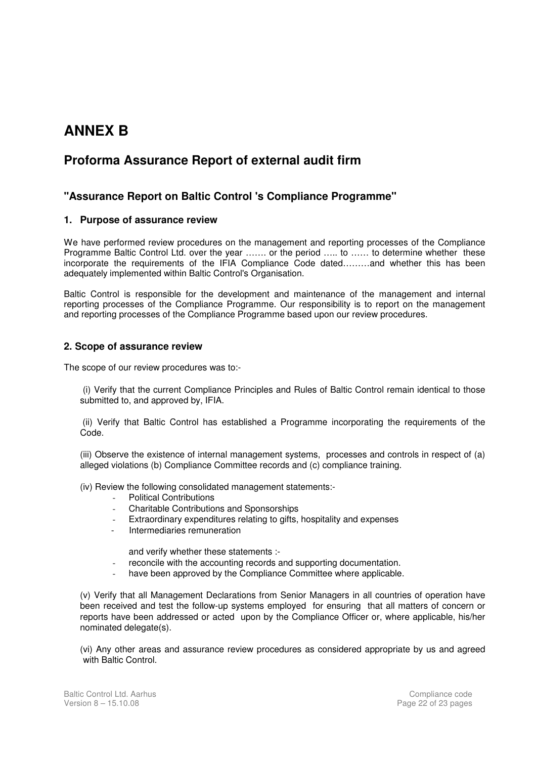# ANNEX B

## Proforma Assurance Report of external audit firm

### "Assurance Report on Baltic Control 's Compliance Programme"

#### 1. Purpose of assurance review

We have performed review procedures on the management and reporting processes of the Compliance Programme Baltic Control Ltd. over the year ……. or the period ….. to …… to determine whether these incorporate the requirements of the IFIA Compliance Code dated………and whether this has been adequately implemented within Baltic Control's Organisation.

Baltic Control is responsible for the development and maintenance of the management and internal reporting processes of the Compliance Programme. Our responsibility is to report on the management and reporting processes of the Compliance Programme based upon our review procedures.

#### 2. Scope of assurance review

The scope of our review procedures was to:-

(i) Verify that the current Compliance Principles and Rules of Baltic Control remain identical to those submitted to, and approved by, IFIA.

(ii) Verify that Baltic Control has established a Programme incorporating the requirements of the Code.

(iii) Observe the existence of internal management systems, processes and controls in respect of (a) alleged violations (b) Compliance Committee records and (c) compliance training.

(iv) Review the following consolidated management statements:-

- Political Contributions
- Charitable Contributions and Sponsorships
- Extraordinary expenditures relating to gifts, hospitality and expenses
- Intermediaries remuneration

and verify whether these statements :-

- reconcile with the accounting records and supporting documentation.
- have been approved by the Compliance Committee where applicable.

(v) Verify that all Management Declarations from Senior Managers in all countries of operation have been received and test the follow-up systems employed for ensuring that all matters of concern or reports have been addressed or acted upon by the Compliance Officer or, where applicable, his/her nominated delegate(s).

(vi) Any other areas and assurance review procedures as considered appropriate by us and agreed with Baltic Control.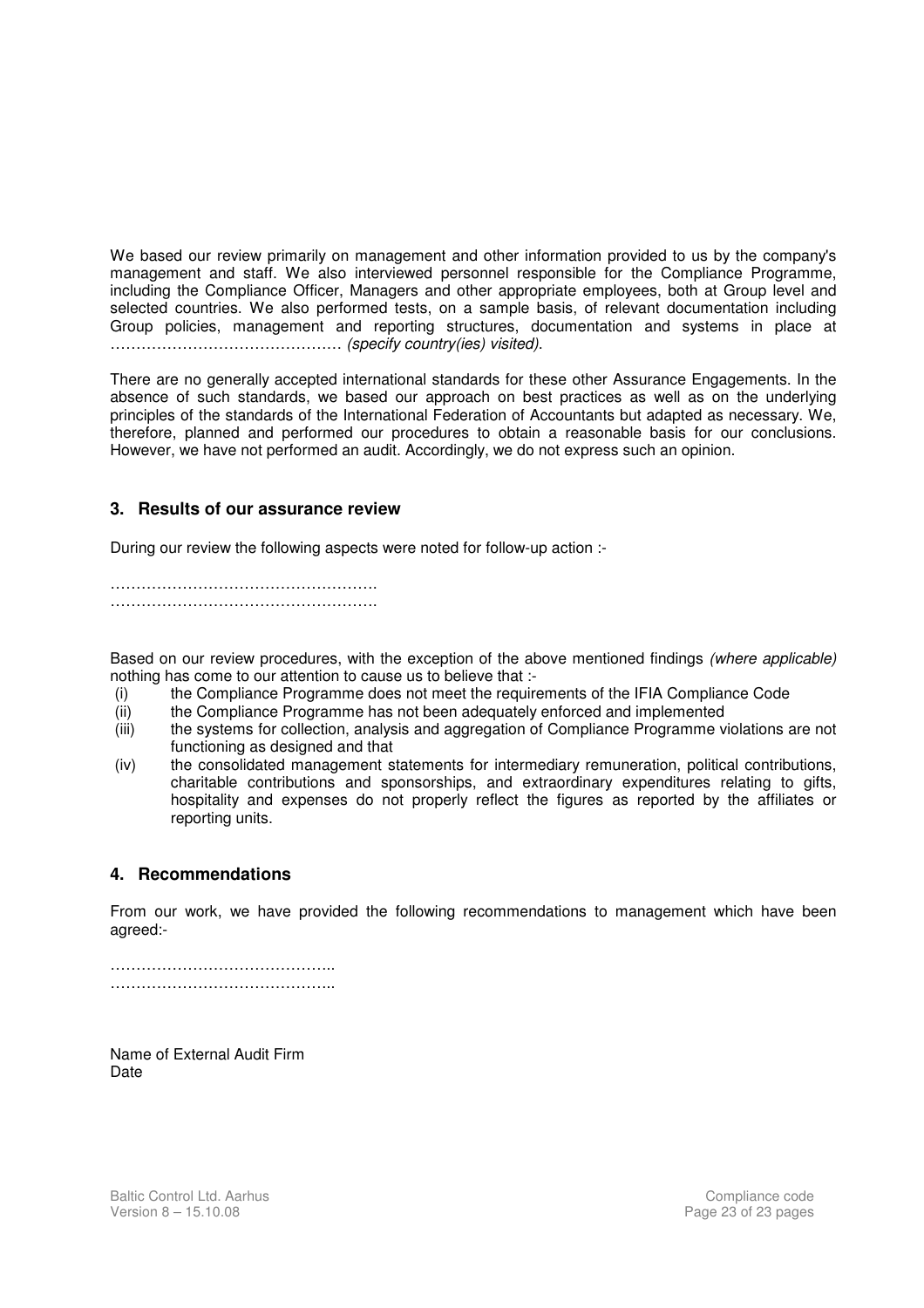We based our review primarily on management and other information provided to us by the company's management and staff. We also interviewed personnel responsible for the Compliance Programme, including the Compliance Officer, Managers and other appropriate employees, both at Group level and selected countries. We also performed tests, on a sample basis, of relevant documentation including Group policies, management and reporting structures, documentation and systems in place at ……………………………………… *(specify country(ies) visited).*

There are no generally accepted international standards for these other Assurance Engagements. In the absence of such standards, we based our approach on best practices as well as on the underlying principles of the standards of the International Federation of Accountants but adapted as necessary. We, therefore, planned and performed our procedures to obtain a reasonable basis for our conclusions. However, we have not performed an audit. Accordingly, we do not express such an opinion.

## 3. Results of our assurance review

During our review the following aspects were noted for follow-up action :-

…………………………………………….
…………………………………………….

Based on our review procedures, with the exception of the above mentioned findings *(where applicable)* nothing has come to our attention to cause us to believe that :-

(i) the Compliance Programme does not meet the requirements of the IFIA Compliance Code
(ii) the Compliance Programme has not been adequately enforced and implemented
(iii) the systems for collection, analysis and aggregation of Compliance Programme violations are not functioning as designed and that
(iv) the consolidated management statements for intermediary remuneration, political contributions, charitable contributions and sponsorships, and extraordinary expenditures relating to gifts, hospitality and expenses do not properly reflect the figures as reported by the affiliates or reporting units.

## 4. Recommendations

From our work, we have provided the following recommendations to management which have been agreed:-

……………………………………..
……………………………………..

Name of External Audit Firm
Date